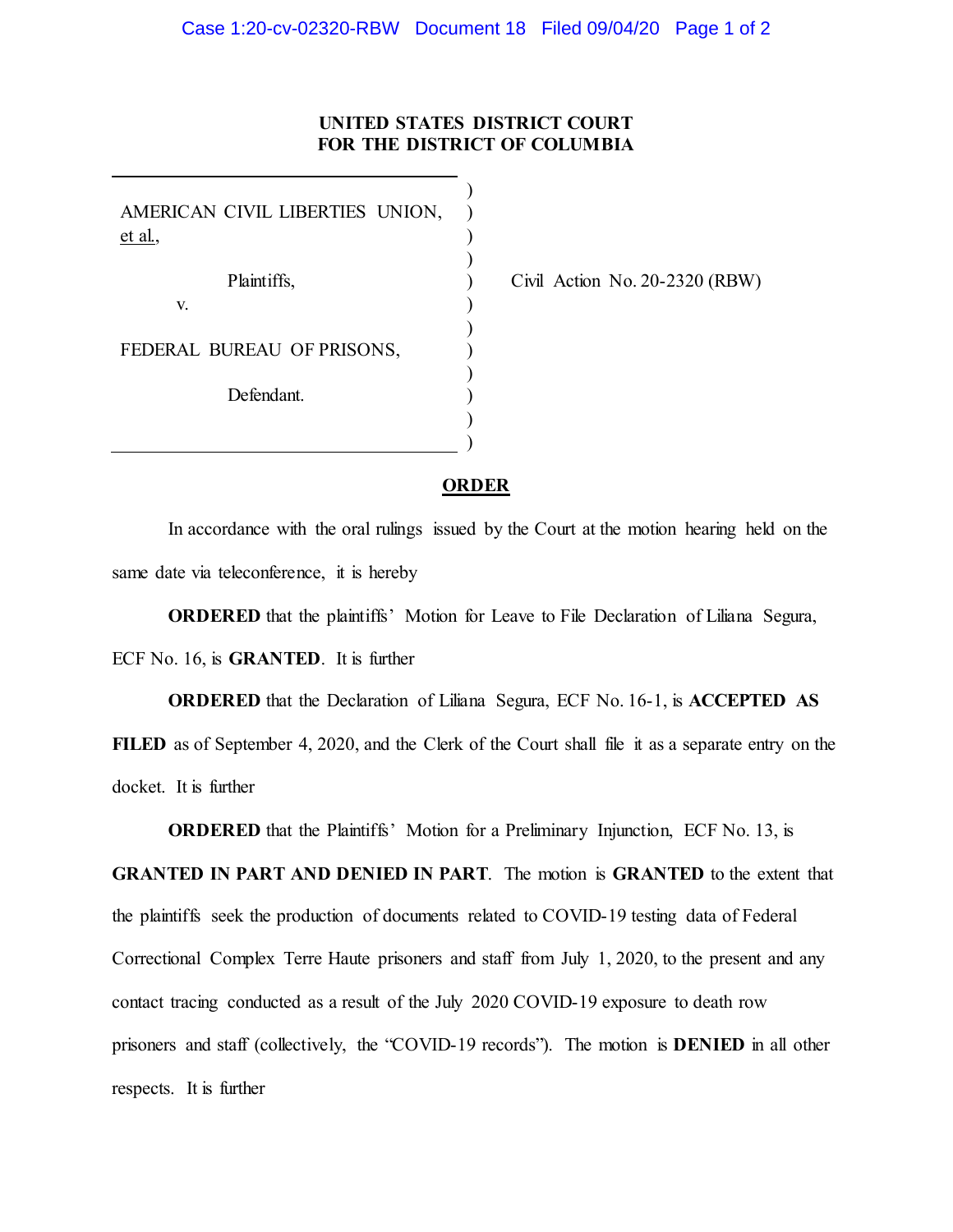**UNITED STATES DISTRICT COURT**
**FOR THE DISTRICT OF COLUMBIA**

AMERICAN CIVIL LIBERTIES UNION, et al.,

Plaintiffs,

v.

FEDERAL BUREAU OF PRISONS,

Defendant.

Civil Action No. 20-2320 (RBW)

**ORDER**

In accordance with the oral rulings issued by the Court at the motion hearing held on the same date via teleconference, it is hereby

**ORDERED** that the plaintiffs' Motion for Leave to File Declaration of Liliana Segura, ECF No. 16, is **GRANTED**. It is further

**ORDERED** that the Declaration of Liliana Segura, ECF No. 16-1, is **ACCEPTED AS FILED** as of September 4, 2020, and the Clerk of the Court shall file it as a separate entry on the docket. It is further

**ORDERED** that the Plaintiffs' Motion for a Preliminary Injunction, ECF No. 13, is **GRANTED IN PART AND DENIED IN PART**. The motion is **GRANTED** to the extent that the plaintiffs seek the production of documents related to COVID-19 testing data of Federal Correctional Complex Terre Haute prisoners and staff from July 1, 2020, to the present and any contact tracing conducted as a result of the July 2020 COVID-19 exposure to death row prisoners and staff (collectively, the "COVID-19 records"). The motion is **DENIED** in all other respects. It is further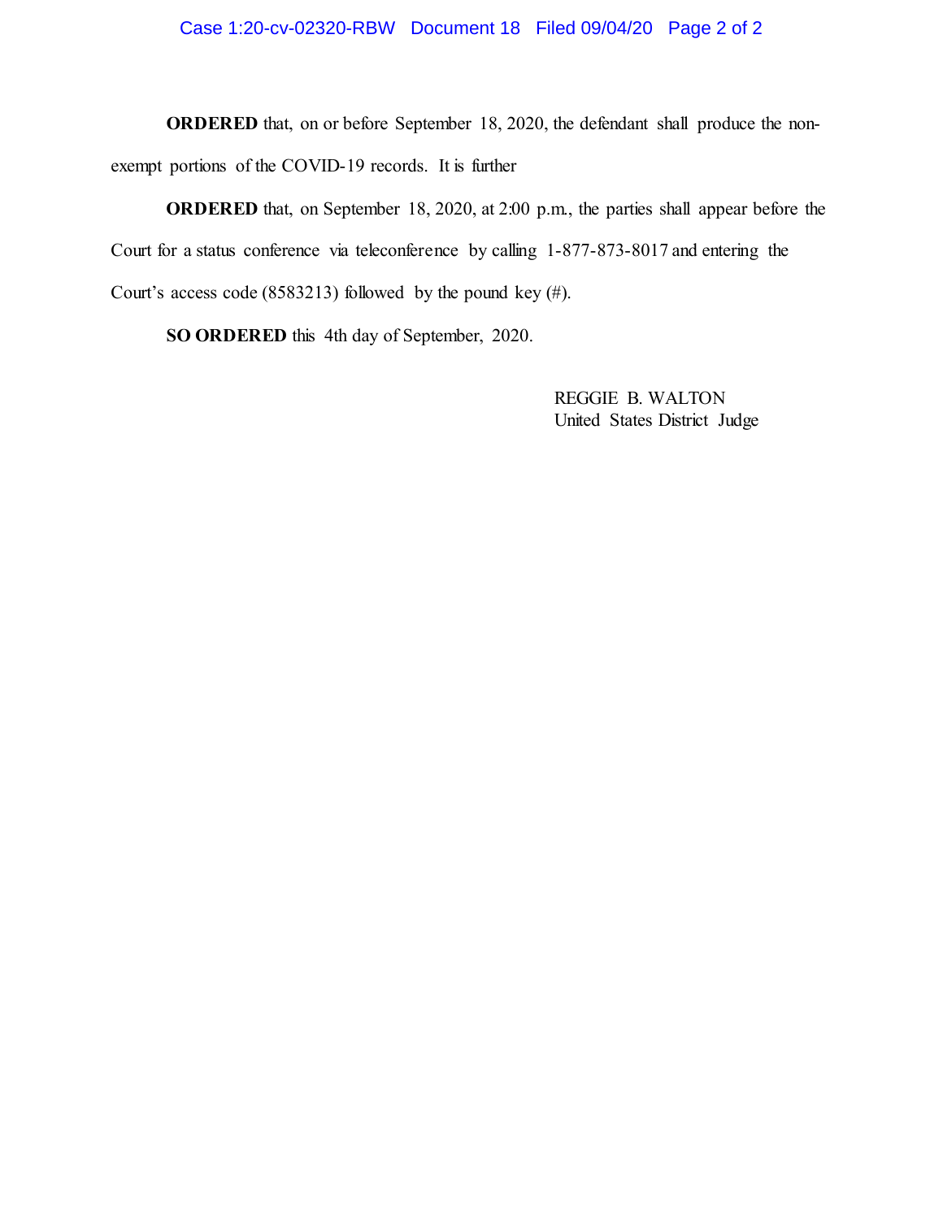**ORDERED** that, on or before September 18, 2020, the defendant shall produce the non-exempt portions of the COVID-19 records. It is further

**ORDERED** that, on September 18, 2020, at 2:00 p.m., the parties shall appear before the Court for a status conference via teleconference by calling 1-877-873-8017 and entering the Court's access code (8583213) followed by the pound key (#).

**SO ORDERED** this 4th day of September, 2020.

REGGIE B. WALTON
United States District Judge